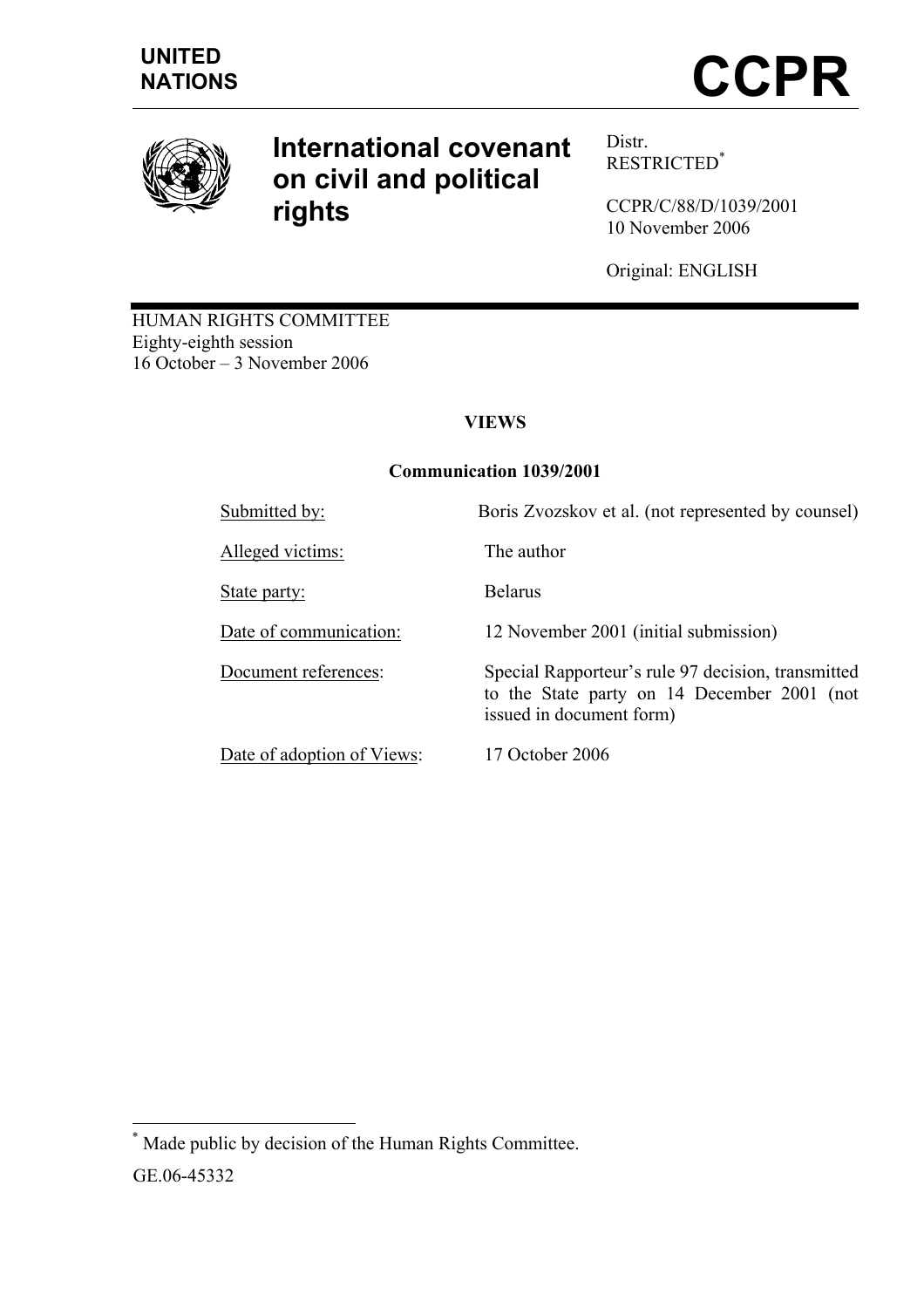UNITED NATIONS

# CCPR

# International covenant on civil and political rights

Distr.
RESTRICTED[*]

CCPR/C/88/D/1039/2001
10 November 2006

Original: ENGLISH

HUMAN RIGHTS COMMITTEE
Eighty-eighth session
16 October – 3 November 2006

## VIEWS

### Communication 1039/2001

| | |
|---|---|
| Submitted by: | Boris Zvozskov et al. (not represented by counsel) |
| Alleged victims: | The author |
| State party: | Belarus |
| Date of communication: | 12 November 2001 (initial submission) |
| Document references: | Special Rapporteur's rule 97 decision, transmitted to the State party on 14 December 2001 (not issued in document form) |
| Date of adoption of Views: | 17 October 2006 |

[*] Made public by decision of the Human Rights Committee.

GE.06-45332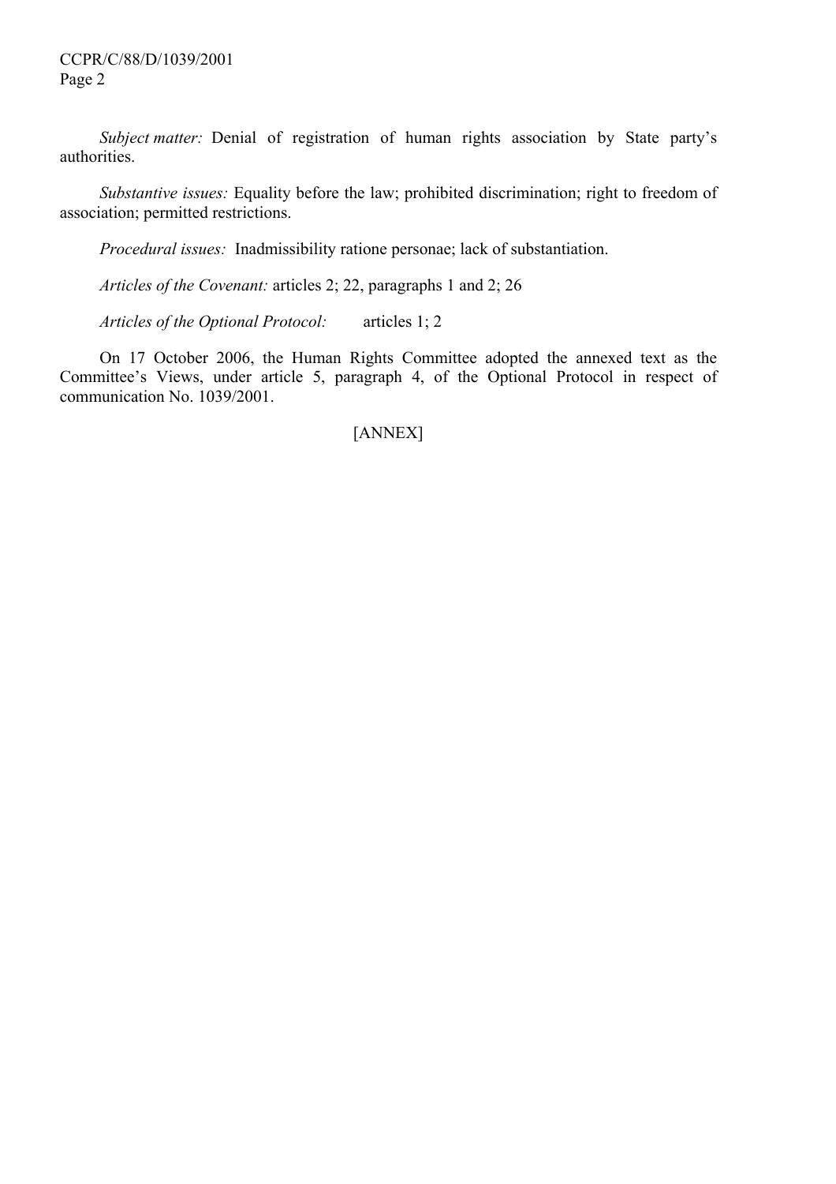*Subject matter:* Denial of registration of human rights association by State party's authorities.

*Substantive issues:* Equality before the law; prohibited discrimination; right to freedom of association; permitted restrictions.

*Procedural issues:* Inadmissibility ratione personae; lack of substantiation.

*Articles of the Covenant:* articles 2; 22, paragraphs 1 and 2; 26

*Articles of the Optional Protocol:* articles 1; 2

On 17 October 2006, the Human Rights Committee adopted the annexed text as the Committee's Views, under article 5, paragraph 4, of the Optional Protocol in respect of communication No. 1039/2001.

[ANNEX]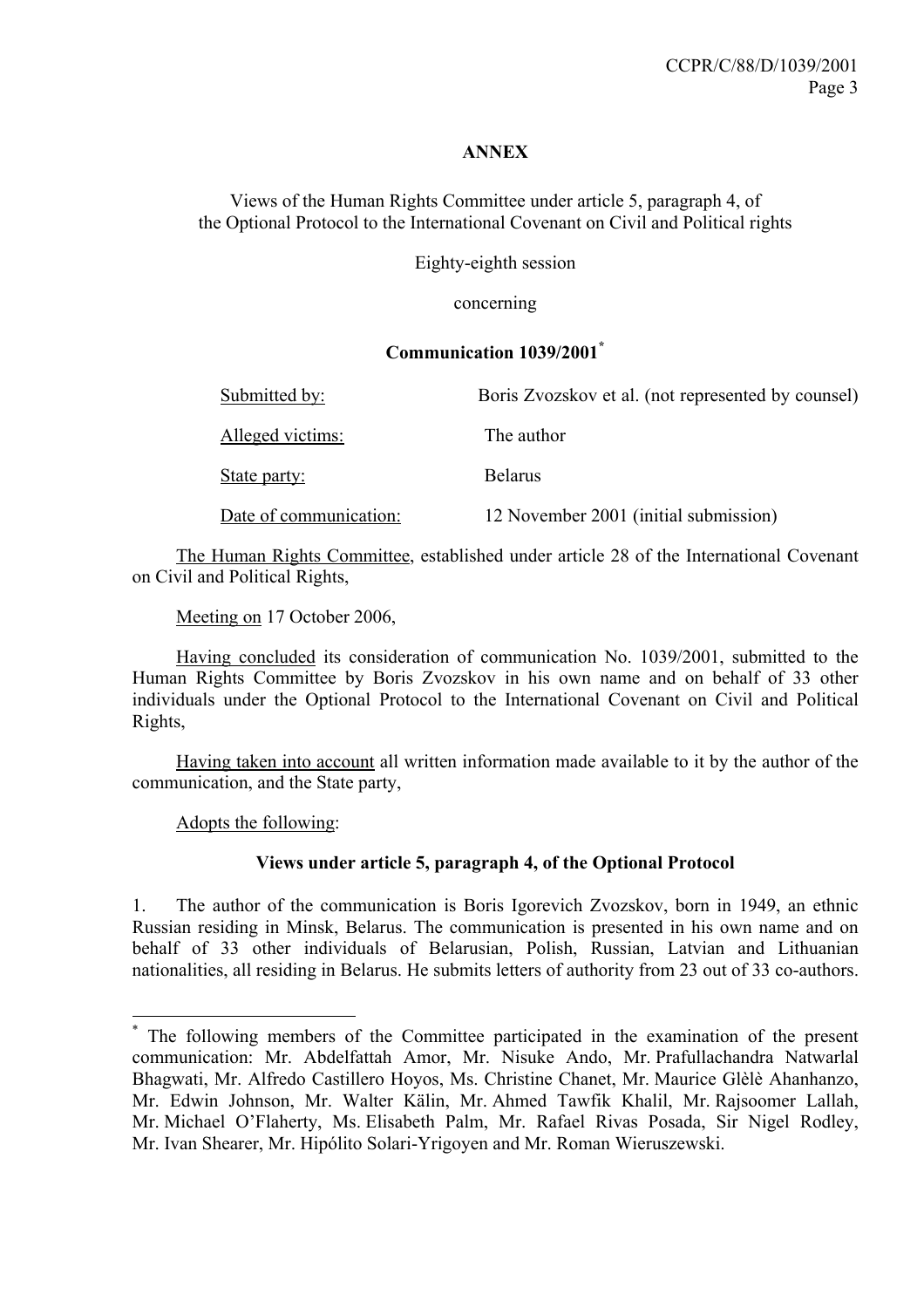**ANNEX**

Views of the Human Rights Committee under article 5, paragraph 4, of the Optional Protocol to the International Covenant on Civil and Political rights

Eighty-eighth session

concerning

**Communication 1039/2001**[*]

| | |
|---|---|
| Submitted by: | Boris Zvozskov et al. (not represented by counsel) |
| Alleged victims: | The author |
| State party: | Belarus |
| Date of communication: | 12 November 2001 (initial submission) |

The Human Rights Committee, established under article 28 of the International Covenant on Civil and Political Rights,

Meeting on 17 October 2006,

Having concluded its consideration of communication No. 1039/2001, submitted to the Human Rights Committee by Boris Zvozskov in his own name and on behalf of 33 other individuals under the Optional Protocol to the International Covenant on Civil and Political Rights,

Having taken into account all written information made available to it by the author of the communication, and the State party,

Adopts the following:

**Views under article 5, paragraph 4, of the Optional Protocol**

1. The author of the communication is Boris Igorevich Zvozskov, born in 1949, an ethnic Russian residing in Minsk, Belarus. The communication is presented in his own name and on behalf of 33 other individuals of Belarusian, Polish, Russian, Latvian and Lithuanian nationalities, all residing in Belarus. He submits letters of authority from 23 out of 33 co-authors.

---

[*] The following members of the Committee participated in the examination of the present communication: Mr. Abdelfattah Amor, Mr. Nisuke Ando, Mr. Prafullachandra Natwarlal Bhagwati, Mr. Alfredo Castillero Hoyos, Ms. Christine Chanet, Mr. Maurice Glèlè Ahanhanzo, Mr. Edwin Johnson, Mr. Walter Kälin, Mr. Ahmed Tawfik Khalil, Mr. Rajsoomer Lallah, Mr. Michael O'Flaherty, Ms. Elisabeth Palm, Mr. Rafael Rivas Posada, Sir Nigel Rodley, Mr. Ivan Shearer, Mr. Hipólito Solari-Yrigoyen and Mr. Roman Wieruszewski.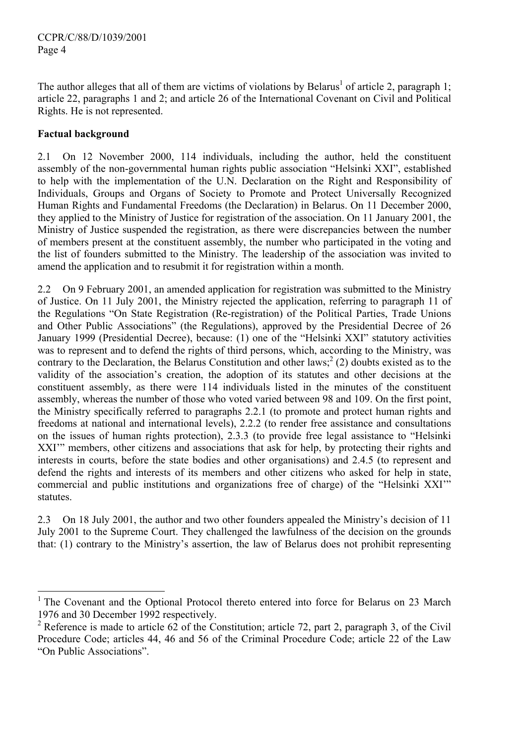The author alleges that all of them are victims of violations by Belarus[1] of article 2, paragraph 1; article 22, paragraphs 1 and 2; and article 26 of the International Covenant on Civil and Political Rights. He is not represented.

**Factual background**

2.1 On 12 November 2000, 114 individuals, including the author, held the constituent assembly of the non-governmental human rights public association "Helsinki XXI", established to help with the implementation of the U.N. Declaration on the Right and Responsibility of Individuals, Groups and Organs of Society to Promote and Protect Universally Recognized Human Rights and Fundamental Freedoms (the Declaration) in Belarus. On 11 December 2000, they applied to the Ministry of Justice for registration of the association. On 11 January 2001, the Ministry of Justice suspended the registration, as there were discrepancies between the number of members present at the constituent assembly, the number who participated in the voting and the list of founders submitted to the Ministry. The leadership of the association was invited to amend the application and to resubmit it for registration within a month.

2.2 On 9 February 2001, an amended application for registration was submitted to the Ministry of Justice. On 11 July 2001, the Ministry rejected the application, referring to paragraph 11 of the Regulations "On State Registration (Re-registration) of the Political Parties, Trade Unions and Other Public Associations" (the Regulations), approved by the Presidential Decree of 26 January 1999 (Presidential Decree), because: (1) one of the "Helsinki XXI" statutory activities was to represent and to defend the rights of third persons, which, according to the Ministry, was contrary to the Declaration, the Belarus Constitution and other laws;[2] (2) doubts existed as to the validity of the association's creation, the adoption of its statutes and other decisions at the constituent assembly, as there were 114 individuals listed in the minutes of the constituent assembly, whereas the number of those who voted varied between 98 and 109. On the first point, the Ministry specifically referred to paragraphs 2.2.1 (to promote and protect human rights and freedoms at national and international levels), 2.2.2 (to render free assistance and consultations on the issues of human rights protection), 2.3.3 (to provide free legal assistance to "Helsinki XXI" members, other citizens and associations that ask for help, by protecting their rights and interests in courts, before the state bodies and other organisations) and 2.4.5 (to represent and defend the rights and interests of its members and other citizens who asked for help in state, commercial and public institutions and organizations free of charge) of the "Helsinki XXI" statutes.

2.3 On 18 July 2001, the author and two other founders appealed the Ministry's decision of 11 July 2001 to the Supreme Court. They challenged the lawfulness of the decision on the grounds that: (1) contrary to the Ministry's assertion, the law of Belarus does not prohibit representing

---

[1] The Covenant and the Optional Protocol thereto entered into force for Belarus on 23 March 1976 and 30 December 1992 respectively.

[2] Reference is made to article 62 of the Constitution; article 72, part 2, paragraph 3, of the Civil Procedure Code; articles 44, 46 and 56 of the Criminal Procedure Code; article 22 of the Law "On Public Associations".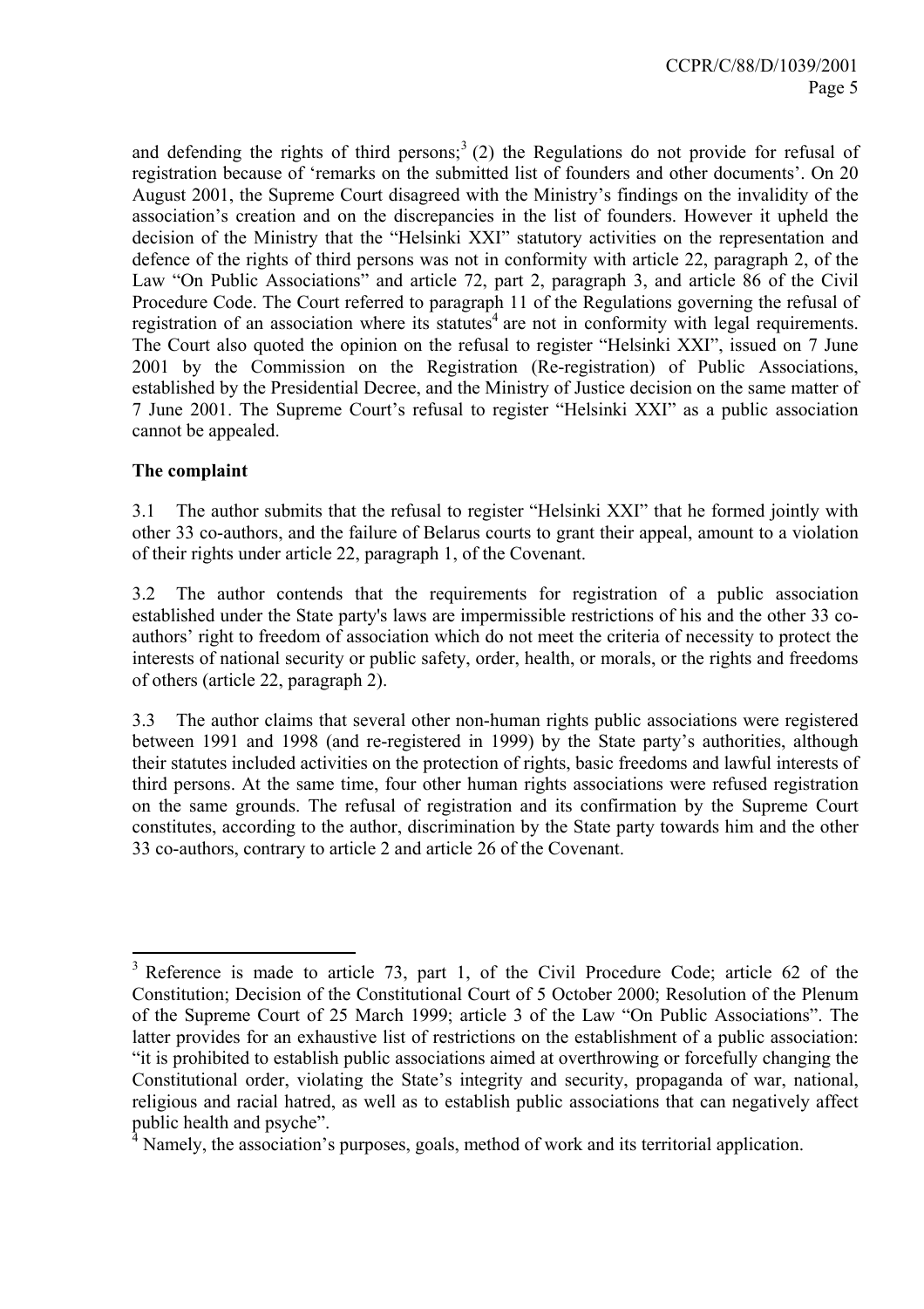and defending the rights of third persons;[3] (2) the Regulations do not provide for refusal of registration because of 'remarks on the submitted list of founders and other documents'. On 20 August 2001, the Supreme Court disagreed with the Ministry's findings on the invalidity of the association's creation and on the discrepancies in the list of founders. However it upheld the decision of the Ministry that the "Helsinki XXI" statutory activities on the representation and defence of the rights of third persons was not in conformity with article 22, paragraph 2, of the Law "On Public Associations" and article 72, part 2, paragraph 3, and article 86 of the Civil Procedure Code. The Court referred to paragraph 11 of the Regulations governing the refusal of registration of an association where its statutes[4] are not in conformity with legal requirements. The Court also quoted the opinion on the refusal to register "Helsinki XXI", issued on 7 June 2001 by the Commission on the Registration (Re-registration) of Public Associations, established by the Presidential Decree, and the Ministry of Justice decision on the same matter of 7 June 2001. The Supreme Court's refusal to register "Helsinki XXI" as a public association cannot be appealed.

**The complaint**

3.1 The author submits that the refusal to register "Helsinki XXI" that he formed jointly with other 33 co-authors, and the failure of Belarus courts to grant their appeal, amount to a violation of their rights under article 22, paragraph 1, of the Covenant.

3.2 The author contends that the requirements for registration of a public association established under the State party's laws are impermissible restrictions of his and the other 33 co-authors' right to freedom of association which do not meet the criteria of necessity to protect the interests of national security or public safety, order, health, or morals, or the rights and freedoms of others (article 22, paragraph 2).

3.3 The author claims that several other non-human rights public associations were registered between 1991 and 1998 (and re-registered in 1999) by the State party's authorities, although their statutes included activities on the protection of rights, basic freedoms and lawful interests of third persons. At the same time, four other human rights associations were refused registration on the same grounds. The refusal of registration and its confirmation by the Supreme Court constitutes, according to the author, discrimination by the State party towards him and the other 33 co-authors, contrary to article 2 and article 26 of the Covenant.

---

[3] Reference is made to article 73, part 1, of the Civil Procedure Code; article 62 of the Constitution; Decision of the Constitutional Court of 5 October 2000; Resolution of the Plenum of the Supreme Court of 25 March 1999; article 3 of the Law "On Public Associations". The latter provides for an exhaustive list of restrictions on the establishment of a public association: "it is prohibited to establish public associations aimed at overthrowing or forcefully changing the Constitutional order, violating the State's integrity and security, propaganda of war, national, religious and racial hatred, as well as to establish public associations that can negatively affect public health and psyche".

[4] Namely, the association's purposes, goals, method of work and its territorial application.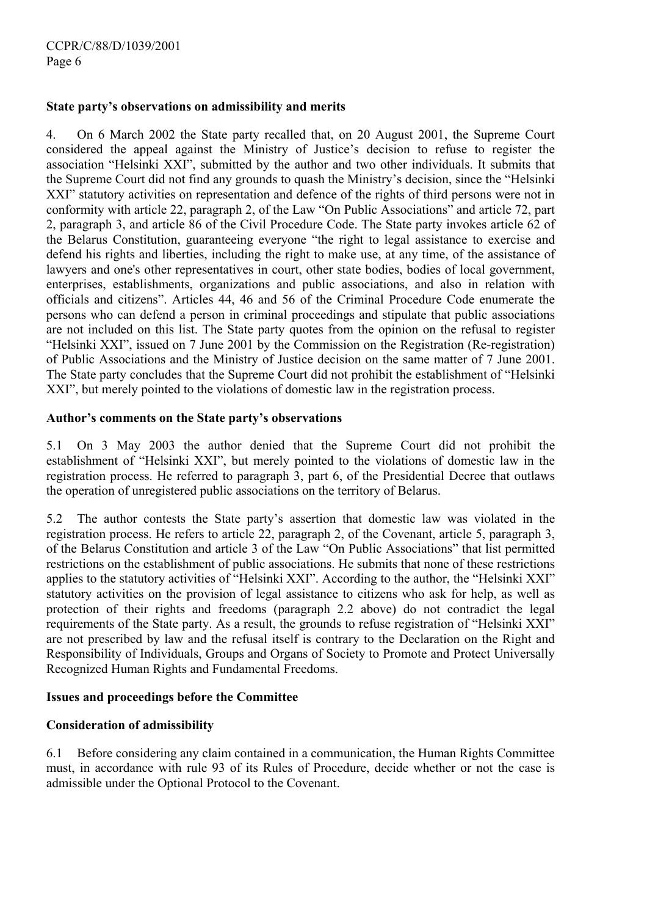**State party's observations on admissibility and merits**

4. On 6 March 2002 the State party recalled that, on 20 August 2001, the Supreme Court considered the appeal against the Ministry of Justice's decision to refuse to register the association "Helsinki XXI", submitted by the author and two other individuals. It submits that the Supreme Court did not find any grounds to quash the Ministry's decision, since the "Helsinki XXI" statutory activities on representation and defence of the rights of third persons were not in conformity with article 22, paragraph 2, of the Law "On Public Associations" and article 72, part 2, paragraph 3, and article 86 of the Civil Procedure Code. The State party invokes article 62 of the Belarus Constitution, guaranteeing everyone "the right to legal assistance to exercise and defend his rights and liberties, including the right to make use, at any time, of the assistance of lawyers and one's other representatives in court, other state bodies, bodies of local government, enterprises, establishments, organizations and public associations, and also in relation with officials and citizens". Articles 44, 46 and 56 of the Criminal Procedure Code enumerate the persons who can defend a person in criminal proceedings and stipulate that public associations are not included on this list. The State party quotes from the opinion on the refusal to register "Helsinki XXI", issued on 7 June 2001 by the Commission on the Registration (Re-registration) of Public Associations and the Ministry of Justice decision on the same matter of 7 June 2001. The State party concludes that the Supreme Court did not prohibit the establishment of "Helsinki XXI", but merely pointed to the violations of domestic law in the registration process.

**Author's comments on the State party's observations**

5.1 On 3 May 2003 the author denied that the Supreme Court did not prohibit the establishment of "Helsinki XXI", but merely pointed to the violations of domestic law in the registration process. He referred to paragraph 3, part 6, of the Presidential Decree that outlaws the operation of unregistered public associations on the territory of Belarus.

5.2 The author contests the State party's assertion that domestic law was violated in the registration process. He refers to article 22, paragraph 2, of the Covenant, article 5, paragraph 3, of the Belarus Constitution and article 3 of the Law "On Public Associations" that list permitted restrictions on the establishment of public associations. He submits that none of these restrictions applies to the statutory activities of "Helsinki XXI". According to the author, the "Helsinki XXI" statutory activities on the provision of legal assistance to citizens who ask for help, as well as protection of their rights and freedoms (paragraph 2.2 above) do not contradict the legal requirements of the State party. As a result, the grounds to refuse registration of "Helsinki XXI" are not prescribed by law and the refusal itself is contrary to the Declaration on the Right and Responsibility of Individuals, Groups and Organs of Society to Promote and Protect Universally Recognized Human Rights and Fundamental Freedoms.

**Issues and proceedings before the Committee**

**Consideration of admissibility**

6.1 Before considering any claim contained in a communication, the Human Rights Committee must, in accordance with rule 93 of its Rules of Procedure, decide whether or not the case is admissible under the Optional Protocol to the Covenant.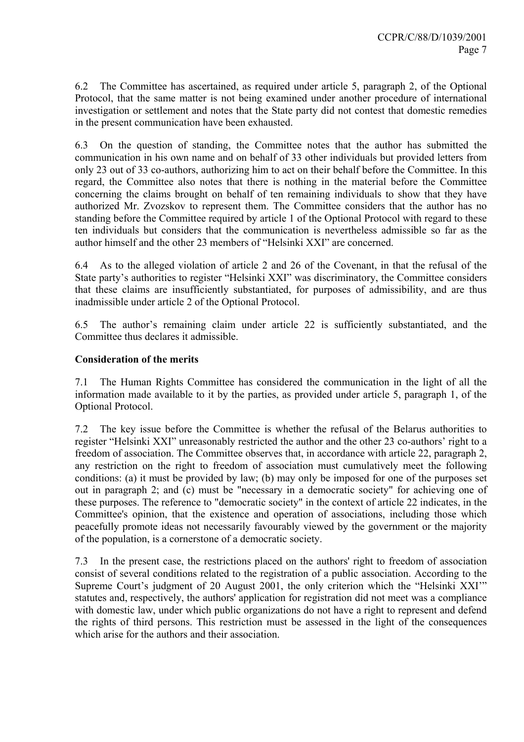6.2 The Committee has ascertained, as required under article 5, paragraph 2, of the Optional Protocol, that the same matter is not being examined under another procedure of international investigation or settlement and notes that the State party did not contest that domestic remedies in the present communication have been exhausted.

6.3 On the question of standing, the Committee notes that the author has submitted the communication in his own name and on behalf of 33 other individuals but provided letters from only 23 out of 33 co-authors, authorizing him to act on their behalf before the Committee. In this regard, the Committee also notes that there is nothing in the material before the Committee concerning the claims brought on behalf of ten remaining individuals to show that they have authorized Mr. Zvozskov to represent them. The Committee considers that the author has no standing before the Committee required by article 1 of the Optional Protocol with regard to these ten individuals but considers that the communication is nevertheless admissible so far as the author himself and the other 23 members of "Helsinki XXI" are concerned.

6.4 As to the alleged violation of article 2 and 26 of the Covenant, in that the refusal of the State party's authorities to register "Helsinki XXI" was discriminatory, the Committee considers that these claims are insufficiently substantiated, for purposes of admissibility, and are thus inadmissible under article 2 of the Optional Protocol.

6.5 The author's remaining claim under article 22 is sufficiently substantiated, and the Committee thus declares it admissible.

**Consideration of the merits**

7.1 The Human Rights Committee has considered the communication in the light of all the information made available to it by the parties, as provided under article 5, paragraph 1, of the Optional Protocol.

7.2 The key issue before the Committee is whether the refusal of the Belarus authorities to register "Helsinki XXI" unreasonably restricted the author and the other 23 co-authors' right to a freedom of association. The Committee observes that, in accordance with article 22, paragraph 2, any restriction on the right to freedom of association must cumulatively meet the following conditions: (a) it must be provided by law; (b) may only be imposed for one of the purposes set out in paragraph 2; and (c) must be "necessary in a democratic society" for achieving one of these purposes. The reference to "democratic society" in the context of article 22 indicates, in the Committee's opinion, that the existence and operation of associations, including those which peacefully promote ideas not necessarily favourably viewed by the government or the majority of the population, is a cornerstone of a democratic society.

7.3 In the present case, the restrictions placed on the authors' right to freedom of association consist of several conditions related to the registration of a public association. According to the Supreme Court's judgment of 20 August 2001, the only criterion which the "Helsinki XXI'" statutes and, respectively, the authors' application for registration did not meet was a compliance with domestic law, under which public organizations do not have a right to represent and defend the rights of third persons. This restriction must be assessed in the light of the consequences which arise for the authors and their association.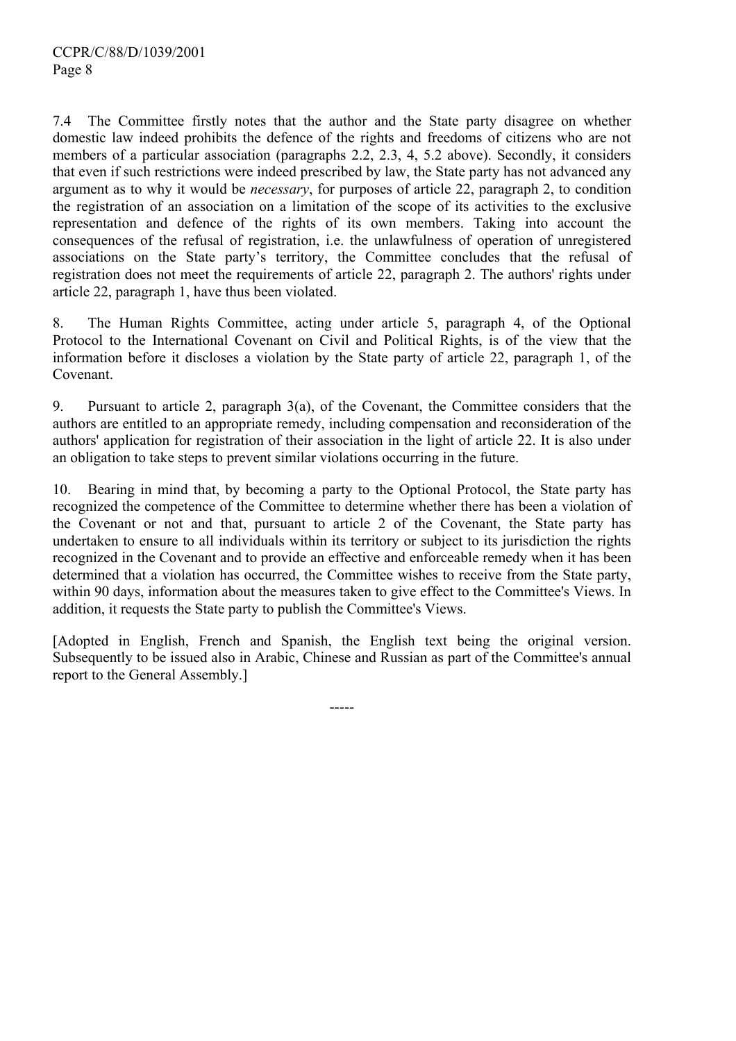7.4 The Committee firstly notes that the author and the State party disagree on whether domestic law indeed prohibits the defence of the rights and freedoms of citizens who are not members of a particular association (paragraphs 2.2, 2.3, 4, 5.2 above). Secondly, it considers that even if such restrictions were indeed prescribed by law, the State party has not advanced any argument as to why it would be *necessary*, for purposes of article 22, paragraph 2, to condition the registration of an association on a limitation of the scope of its activities to the exclusive representation and defence of the rights of its own members. Taking into account the consequences of the refusal of registration, i.e. the unlawfulness of operation of unregistered associations on the State party's territory, the Committee concludes that the refusal of registration does not meet the requirements of article 22, paragraph 2. The authors' rights under article 22, paragraph 1, have thus been violated.

8. The Human Rights Committee, acting under article 5, paragraph 4, of the Optional Protocol to the International Covenant on Civil and Political Rights, is of the view that the information before it discloses a violation by the State party of article 22, paragraph 1, of the Covenant.

9. Pursuant to article 2, paragraph 3(a), of the Covenant, the Committee considers that the authors are entitled to an appropriate remedy, including compensation and reconsideration of the authors' application for registration of their association in the light of article 22. It is also under an obligation to take steps to prevent similar violations occurring in the future.

10. Bearing in mind that, by becoming a party to the Optional Protocol, the State party has recognized the competence of the Committee to determine whether there has been a violation of the Covenant or not and that, pursuant to article 2 of the Covenant, the State party has undertaken to ensure to all individuals within its territory or subject to its jurisdiction the rights recognized in the Covenant and to provide an effective and enforceable remedy when it has been determined that a violation has occurred, the Committee wishes to receive from the State party, within 90 days, information about the measures taken to give effect to the Committee's Views. In addition, it requests the State party to publish the Committee's Views.

[Adopted in English, French and Spanish, the English text being the original version. Subsequently to be issued also in Arabic, Chinese and Russian as part of the Committee's annual report to the General Assembly.]

-----